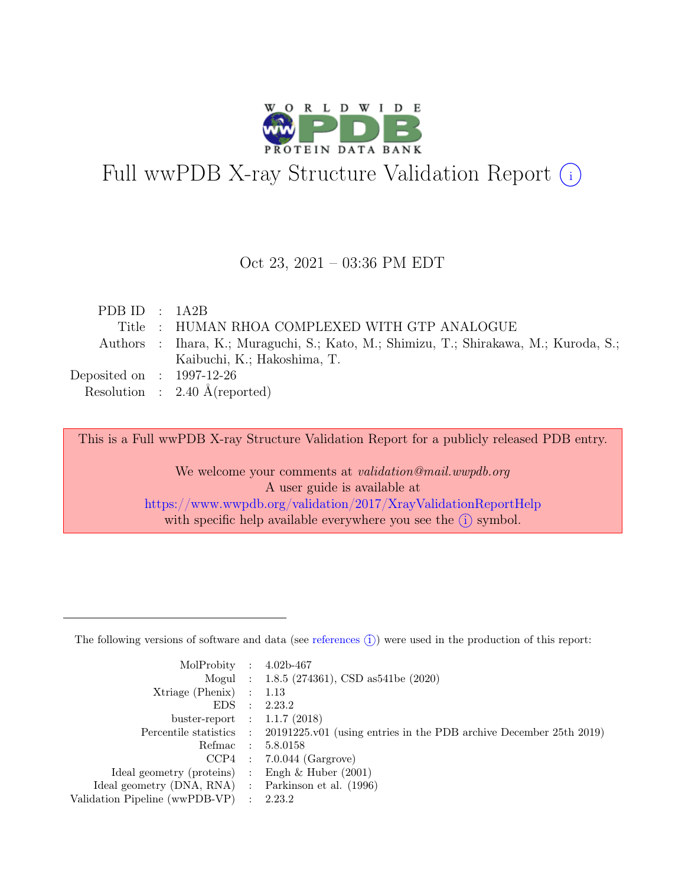# Full wwPDB X-ray Structure Validation Report ⓘ

Oct 23, 2021 – 03:36 PM EDT

| | | |
|---|---|---|
| PDB ID | : | 1A2B |
| Title | : | HUMAN RHOA COMPLEXED WITH GTP ANALOGUE |
| Authors | : | Ihara, K.; Muraguchi, S.; Kato, M.; Shimizu, T.; Shirakawa, M.; Kuroda, S.; Kaibuchi, K.; Hakoshima, T. |
| Deposited on | : | 1997-12-26 |
| Resolution | : | 2.40 Å(reported) |

This is a Full wwPDB X-ray Structure Validation Report for a publicly released PDB entry.

We welcome your comments at *validation@mail.wwpdb.org*
A user guide is available at
https://www.wwpdb.org/validation/2017/XrayValidationReportHelp
with specific help available everywhere you see the ⓘ symbol.

---

The following versions of software and data (see references ⓘ) were used in the production of this report:

| | | |
|---|---|---|
| MolProbity | : | 4.02b-467 |
| Mogul | : | 1.8.5 (274361), CSD as541be (2020) |
| Xtriage (Phenix) | : | 1.13 |
| EDS | : | 2.23.2 |
| buster-report | : | 1.1.7 (2018) |
| Percentile statistics | : | 20191225.v01 (using entries in the PDB archive December 25th 2019) |
| Refmac | : | 5.8.0158 |
| CCP4 | : | 7.0.044 (Gargrove) |
| Ideal geometry (proteins) | : | Engh & Huber (2001) |
| Ideal geometry (DNA, RNA) | : | Parkinson et al. (1996) |
| Validation Pipeline (wwPDB-VP) | : | 2.23.2 |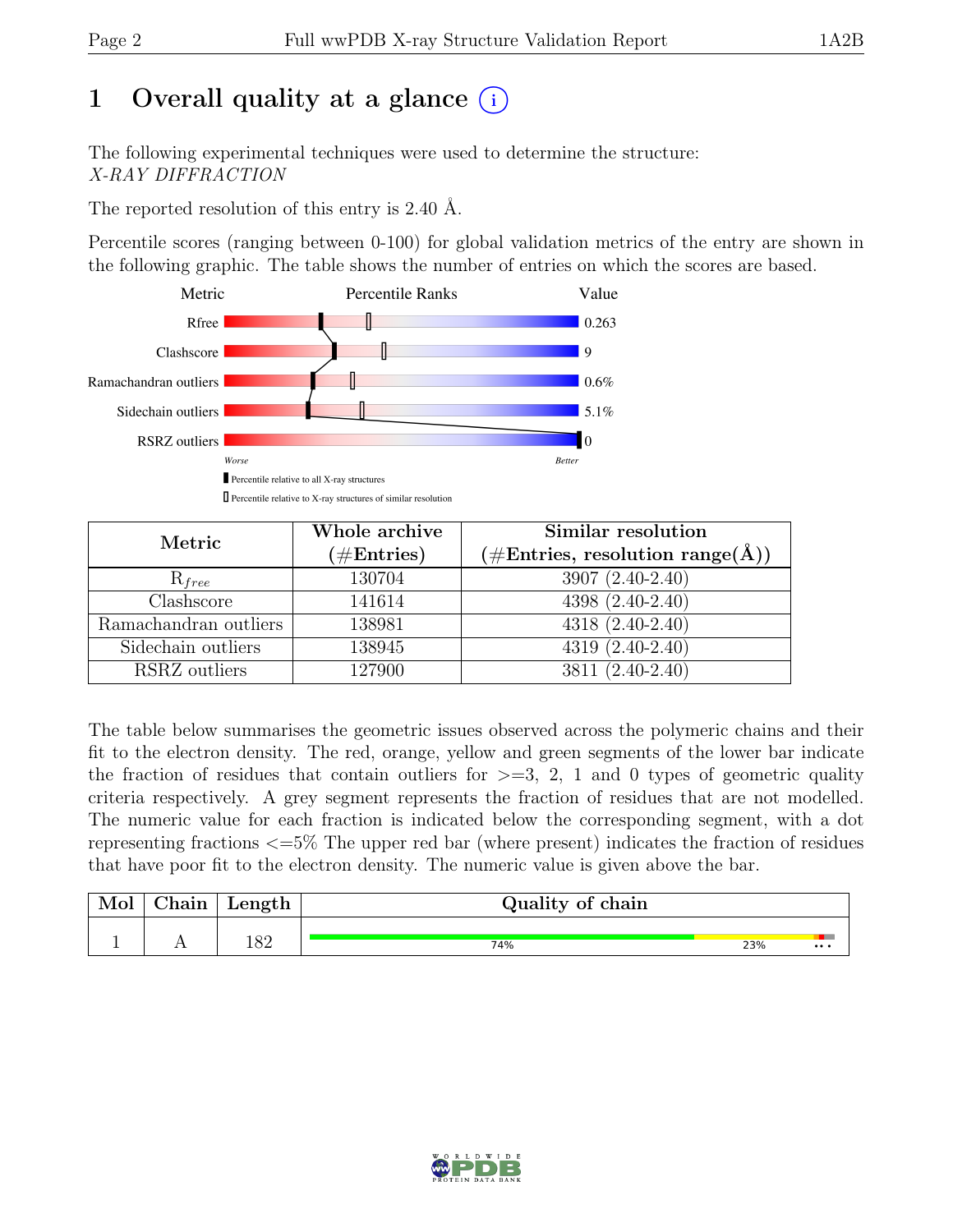# 1 Overall quality at a glance (i)

The following experimental techniques were used to determine the structure:
*X-RAY DIFFRACTION*

The reported resolution of this entry is 2.40 Å.

Percentile scores (ranging between 0-100) for global validation metrics of the entry are shown in the following graphic. The table shows the number of entries on which the scores are based.

| Metric | Value |
|---|---|
| Rfree | 0.263 |
| Clashscore | 9 |
| Ramachandran outliers | 0.6% |
| Sidechain outliers | 5.1% |
| RSRZ outliers | 0 |

Worse — Better

▮ Percentile relative to all X-ray structures
▯ Percentile relative to X-ray structures of similar resolution

| Metric | Whole archive (#Entries) | Similar resolution (#Entries, resolution range(Å)) |
|---|---|---|
| $R_{free}$ | 130704 | 3907 (2.40-2.40) |
| Clashscore | 141614 | 4398 (2.40-2.40) |
| Ramachandran outliers | 138981 | 4318 (2.40-2.40) |
| Sidechain outliers | 138945 | 4319 (2.40-2.40) |
| RSRZ outliers | 127900 | 3811 (2.40-2.40) |

The table below summarises the geometric issues observed across the polymeric chains and their fit to the electron density. The red, orange, yellow and green segments of the lower bar indicate the fraction of residues that contain outliers for >=3, 2, 1 and 0 types of geometric quality criteria respectively. A grey segment represents the fraction of residues that are not modelled. The numeric value for each fraction is indicated below the corresponding segment, with a dot representing fractions <=5% The upper red bar (where present) indicates the fraction of residues that have poor fit to the electron density. The numeric value is given above the bar.

| Mol | Chain | Length | Quality of chain |
|---|---|---|---|
| 1 | A | 182 | 74% 23% • • • |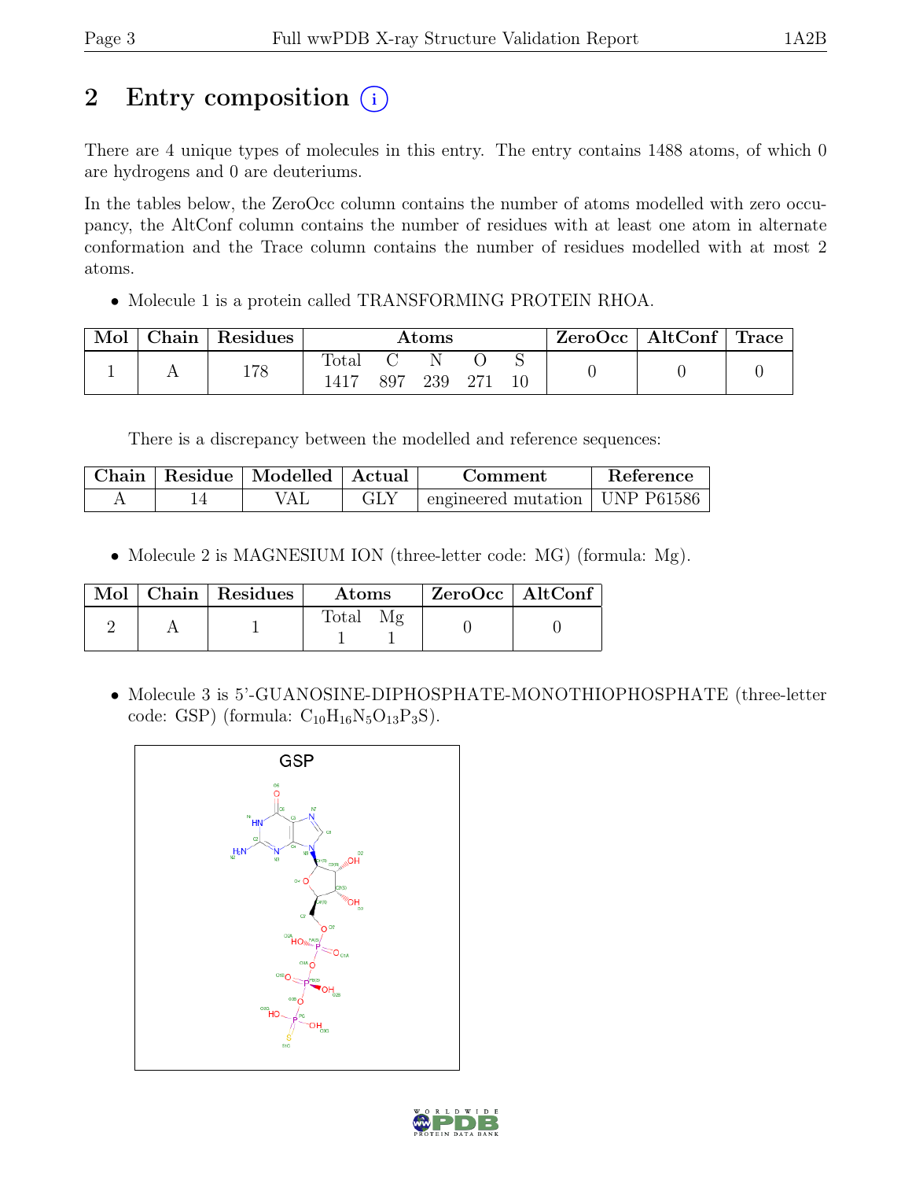# 2 Entry composition (i)

There are 4 unique types of molecules in this entry. The entry contains 1488 atoms, of which 0 are hydrogens and 0 are deuteriums.

In the tables below, the ZeroOcc column contains the number of atoms modelled with zero occupancy, the AltConf column contains the number of residues with at least one atom in alternate conformation and the Trace column contains the number of residues modelled with at most 2 atoms.

- Molecule 1 is a protein called TRANSFORMING PROTEIN RHOA.

| Mol | Chain | Residues | Atoms | | | | | ZeroOcc | AltConf | Trace |
|---|---|---|---|---|---|---|---|---|---|---|
| | | | Total | C | N | O | S | | | |
| 1 | A | 178 | 1417 | 897 | 239 | 271 | 10 | 0 | 0 | 0 |

There is a discrepancy between the modelled and reference sequences:

| Chain | Residue | Modelled | Actual | Comment | Reference |
|---|---|---|---|---|---|
| A | 14 | VAL | GLY | engineered mutation | UNP P61586 |

- Molecule 2 is MAGNESIUM ION (three-letter code: MG) (formula: Mg).

| Mol | Chain | Residues | Atoms | | ZeroOcc | AltConf |
|---|---|---|---|---|---|---|
| | | | Total | Mg | | |
| 2 | A | 1 | 1 | 1 | 0 | 0 |

- Molecule 3 is 5'-GUANOSINE-DIPHOSPHATE-MONOTHIOPHOSPHATE (three-letter code: GSP) (formula: $C_{10}H_{16}N_5O_{13}P_3S$).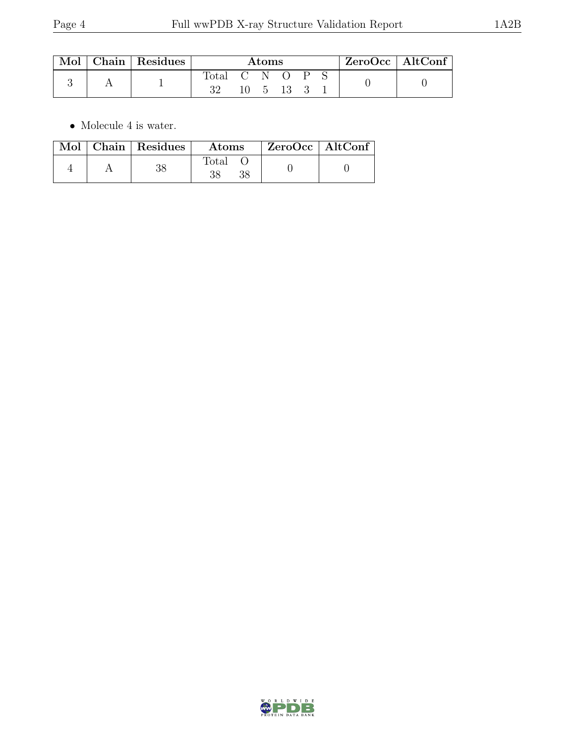| Mol | Chain | Residues | Atoms | | | | | | ZeroOcc | AltConf |
|---|---|---|---|---|---|---|---|---|---|---|
| | | | Total | C | N | O | P | S | | |
| 3 | A | 1 | 32 | 10 | 5 | 13 | 3 | 1 | 0 | 0 |

- Molecule 4 is water.

| Mol | Chain | Residues | Atoms | | ZeroOcc | AltConf |
|---|---|---|---|---|---|---|
| | | | Total | O | | |
| 4 | A | 38 | 38 | 38 | 0 | 0 |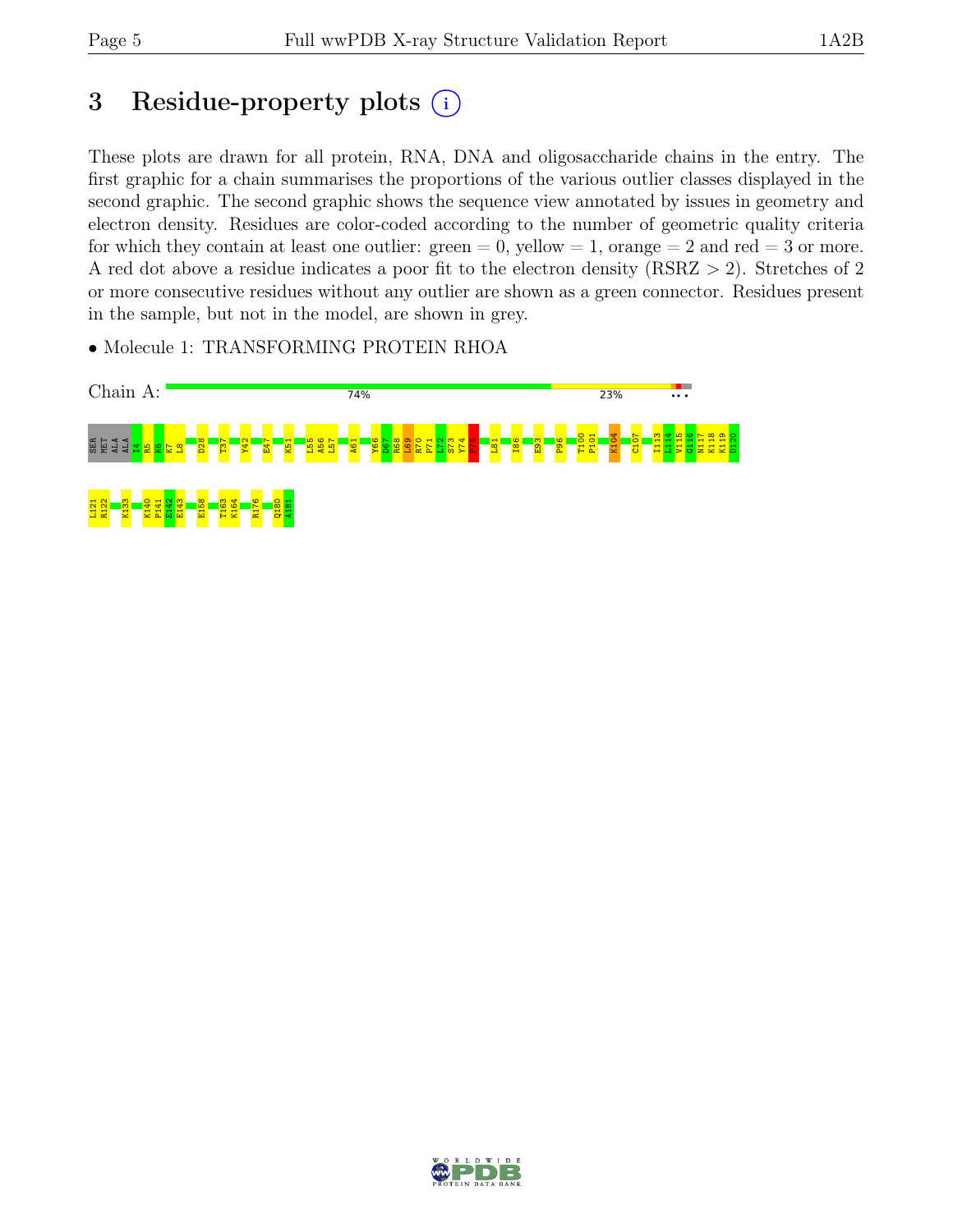# 3 Residue-property plots (i)

These plots are drawn for all protein, RNA, DNA and oligosaccharide chains in the entry. The first graphic for a chain summarises the proportions of the various outlier classes displayed in the second graphic. The second graphic shows the sequence view annotated by issues in geometry and electron density. Residues are color-coded according to the number of geometric quality criteria for which they contain at least one outlier: green = 0, yellow = 1, orange = 2 and red = 3 or more. A red dot above a residue indicates a poor fit to the electron density (RSRZ > 2). Stretches of 2 or more consecutive residues without any outlier are shown as a green connector. Residues present in the sample, but not in the model, are shown in grey.

- Molecule 1: TRANSFORMING PROTEIN RHOA

Chain A: 74% 23% • • •

SER MET ALA ALA I4 R5 K6 K7 L8 D28 T37 Y42 E47 K51 L55 A56 L57 A61 Y66 D67 R68 L69 R70 P71 L72 S73 Y74 P75 L81 I86 E93 P96 T100 P101 K104 C107 I113 L114 V115 G116 N117 K118 K119 D120

L121 R122 K133 K140 P141 E142 E143 E158 T163 K164 R176 Q180 A181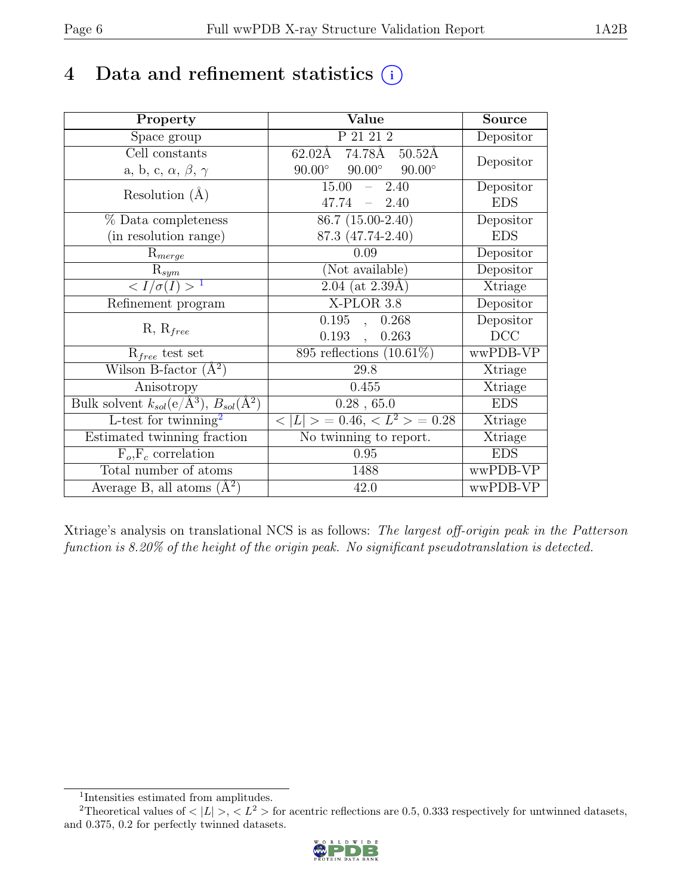# 4 Data and refinement statistics (i)

| Property | Value | Source |
|---|---|---|
| Space group | P 21 21 2 | Depositor |
| Cell constants<br>a, b, c, $\alpha$, $\beta$, $\gamma$ | 62.02Å 74.78Å 50.52Å<br>90.00° 90.00° 90.00° | Depositor |
| Resolution (Å) | 15.00 – 2.40<br>47.74 – 2.40 | Depositor<br>EDS |
| % Data completeness<br>(in resolution range) | 86.7 (15.00-2.40)<br>87.3 (47.74-2.40) | Depositor<br>EDS |
| $R_{merge}$ | 0.09 | Depositor |
| $R_{sym}$ | (Not available) | Depositor |
| $< I/\sigma(I) >$ [1] | 2.04 (at 2.39Å) | Xtriage |
| Refinement program | X-PLOR 3.8 | Depositor |
| R, $R_{free}$ | 0.195 , 0.268<br>0.193 , 0.263 | Depositor<br>DCC |
| $R_{free}$ test set | 895 reflections (10.61%) | wwPDB-VP |
| Wilson B-factor (Å$^2$) | 29.8 | Xtriage |
| Anisotropy | 0.455 | Xtriage |
| Bulk solvent $k_{sol}$(e/Å$^3$), $B_{sol}$(Å$^2$) | 0.28 , 65.0 | EDS |
| L-test for twinning[2] | $< \|L\| >$ = 0.46, $< L^2 >$ = 0.28 | Xtriage |
| Estimated twinning fraction | No twinning to report. | Xtriage |
| $F_o$,$F_c$ correlation | 0.95 | EDS |
| Total number of atoms | 1488 | wwPDB-VP |
| Average B, all atoms (Å$^2$) | 42.0 | wwPDB-VP |

Xtriage's analysis on translational NCS is as follows: *The largest off-origin peak in the Patterson function is 8.20% of the height of the origin peak. No significant pseudotranslation is detected.*

[1] Intensities estimated from amplitudes.

[2] Theoretical values of $< |L| >$, $< L^2 >$ for acentric reflections are 0.5, 0.333 respectively for untwinned datasets, and 0.375, 0.2 for perfectly twinned datasets.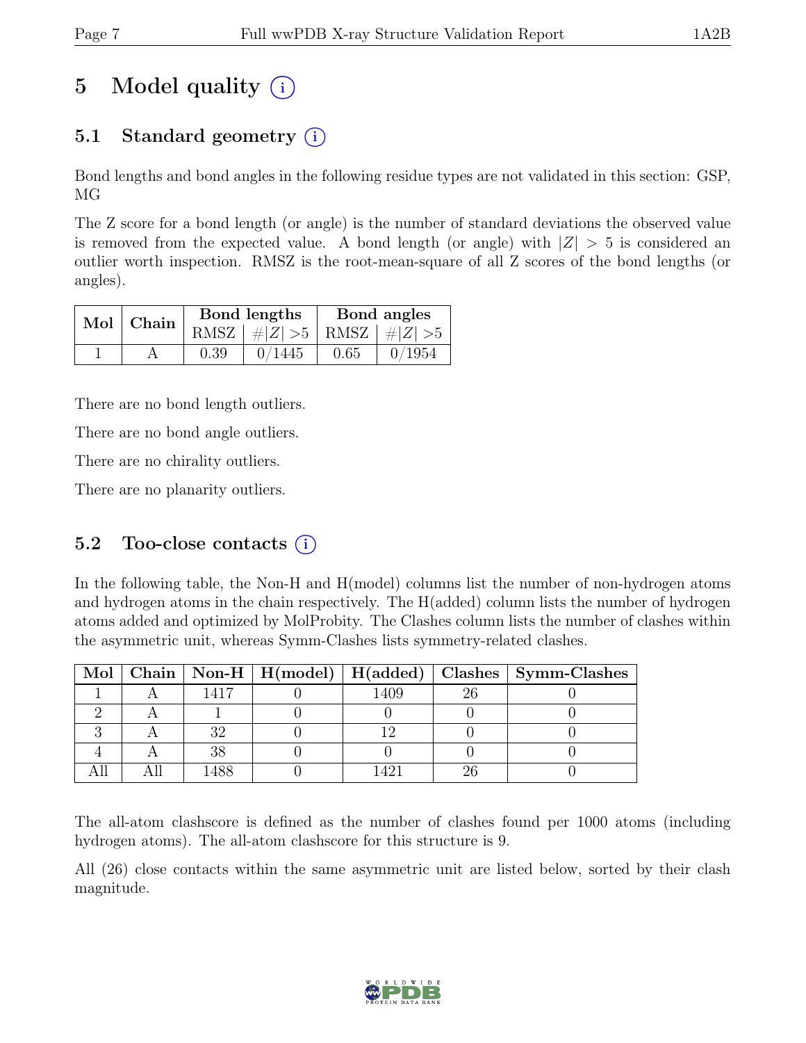# 5 Model quality (i)

## 5.1 Standard geometry (i)

Bond lengths and bond angles in the following residue types are not validated in this section: GSP, MG

The Z score for a bond length (or angle) is the number of standard deviations the observed value is removed from the expected value. A bond length (or angle) with $|Z| > 5$ is considered an outlier worth inspection. RMSZ is the root-mean-square of all Z scores of the bond lengths (or angles).

| Mol | Chain | Bond lengths | | Bond angles | |
|---|---|---|---|---|---|
| | | RMSZ | $\#\|Z\| > 5$ | RMSZ | $\#\|Z\| > 5$ |
| 1 | A | 0.39 | 0/1445 | 0.65 | 0/1954 |

There are no bond length outliers.

There are no bond angle outliers.

There are no chirality outliers.

There are no planarity outliers.

## 5.2 Too-close contacts (i)

In the following table, the Non-H and H(model) columns list the number of non-hydrogen atoms and hydrogen atoms in the chain respectively. The H(added) column lists the number of hydrogen atoms added and optimized by MolProbity. The Clashes column lists the number of clashes within the asymmetric unit, whereas Symm-Clashes lists symmetry-related clashes.

| Mol | Chain | Non-H | H(model) | H(added) | Clashes | Symm-Clashes |
|---|---|---|---|---|---|---|
| 1 | A | 1417 | 0 | 1409 | 26 | 0 |
| 2 | A | 1 | 0 | 0 | 0 | 0 |
| 3 | A | 32 | 0 | 12 | 0 | 0 |
| 4 | A | 38 | 0 | 0 | 0 | 0 |
| All | All | 1488 | 0 | 1421 | 26 | 0 |

The all-atom clashscore is defined as the number of clashes found per 1000 atoms (including hydrogen atoms). The all-atom clashscore for this structure is 9.

All (26) close contacts within the same asymmetric unit are listed below, sorted by their clash magnitude.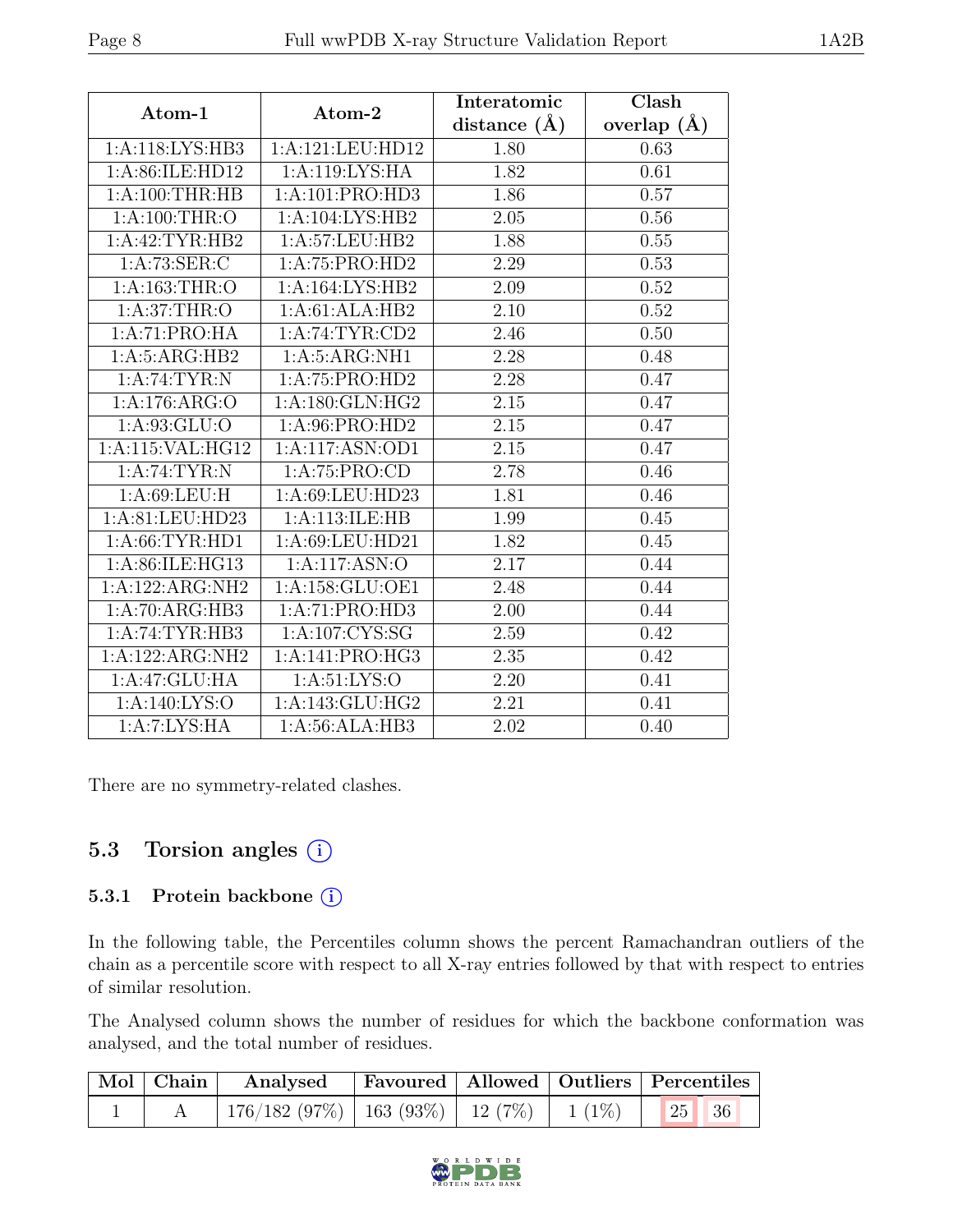| Atom-1 | Atom-2 | Interatomic distance (Å) | Clash overlap (Å) |
|---|---|---|---|
| 1:A:118:LYS:HB3 | 1:A:121:LEU:HD12 | 1.80 | 0.63 |
| 1:A:86:ILE:HD12 | 1:A:119:LYS:HA | 1.82 | 0.61 |
| 1:A:100:THR:HB | 1:A:101:PRO:HD3 | 1.86 | 0.57 |
| 1:A:100:THR:O | 1:A:104:LYS:HB2 | 2.05 | 0.56 |
| 1:A:42:TYR:HB2 | 1:A:57:LEU:HB2 | 1.88 | 0.55 |
| 1:A:73:SER:C | 1:A:75:PRO:HD2 | 2.29 | 0.53 |
| 1:A:163:THR:O | 1:A:164:LYS:HB2 | 2.09 | 0.52 |
| 1:A:37:THR:O | 1:A:61:ALA:HB2 | 2.10 | 0.52 |
| 1:A:71:PRO:HA | 1:A:74:TYR:CD2 | 2.46 | 0.50 |
| 1:A:5:ARG:HB2 | 1:A:5:ARG:NH1 | 2.28 | 0.48 |
| 1:A:74:TYR:N | 1:A:75:PRO:HD2 | 2.28 | 0.47 |
| 1:A:176:ARG:O | 1:A:180:GLN:HG2 | 2.15 | 0.47 |
| 1:A:93:GLU:O | 1:A:96:PRO:HD2 | 2.15 | 0.47 |
| 1:A:115:VAL:HG12 | 1:A:117:ASN:OD1 | 2.15 | 0.47 |
| 1:A:74:TYR:N | 1:A:75:PRO:CD | 2.78 | 0.46 |
| 1:A:69:LEU:H | 1:A:69:LEU:HD23 | 1.81 | 0.46 |
| 1:A:81:LEU:HD23 | 1:A:113:ILE:HB | 1.99 | 0.45 |
| 1:A:66:TYR:HD1 | 1:A:69:LEU:HD21 | 1.82 | 0.45 |
| 1:A:86:ILE:HG13 | 1:A:117:ASN:O | 2.17 | 0.44 |
| 1:A:122:ARG:NH2 | 1:A:158:GLU:OE1 | 2.48 | 0.44 |
| 1:A:70:ARG:HB3 | 1:A:71:PRO:HD3 | 2.00 | 0.44 |
| 1:A:74:TYR:HB3 | 1:A:107:CYS:SG | 2.59 | 0.42 |
| 1:A:122:ARG:NH2 | 1:A:141:PRO:HG3 | 2.35 | 0.42 |
| 1:A:47:GLU:HA | 1:A:51:LYS:O | 2.20 | 0.41 |
| 1:A:140:LYS:O | 1:A:143:GLU:HG2 | 2.21 | 0.41 |
| 1:A:7:LYS:HA | 1:A:56:ALA:HB3 | 2.02 | 0.40 |

There are no symmetry-related clashes.

## 5.3 Torsion angles

### 5.3.1 Protein backbone

In the following table, the Percentiles column shows the percent Ramachandran outliers of the chain as a percentile score with respect to all X-ray entries followed by that with respect to entries of similar resolution.

The Analysed column shows the number of residues for which the backbone conformation was analysed, and the total number of residues.

| Mol | Chain | Analysed | Favoured | Allowed | Outliers | Percentiles | |
|---|---|---|---|---|---|---|---|
| 1 | A | 176/182 (97%) | 163 (93%) | 12 (7%) | 1 (1%) | 25 | 36 |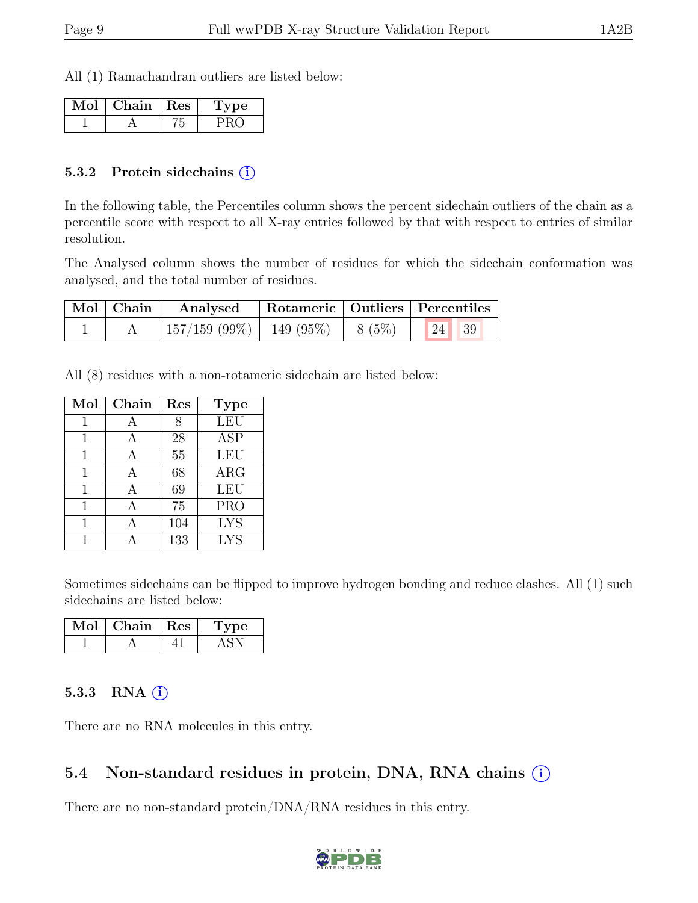All (1) Ramachandran outliers are listed below:

| Mol | Chain | Res | Type |
|---|---|---|---|
| 1 | A | 75 | PRO |

### 5.3.2 Protein sidechains (i)

In the following table, the Percentiles column shows the percent sidechain outliers of the chain as a percentile score with respect to all X-ray entries followed by that with respect to entries of similar resolution.

The Analysed column shows the number of residues for which the sidechain conformation was analysed, and the total number of residues.

| Mol | Chain | Analysed | Rotameric | Outliers | Percentiles | |
|---|---|---|---|---|---|---|
| 1 | A | 157/159 (99%) | 149 (95%) | 8 (5%) | 24 | 39 |

All (8) residues with a non-rotameric sidechain are listed below:

| Mol | Chain | Res | Type |
|---|---|---|---|
| 1 | A | 8 | LEU |
| 1 | A | 28 | ASP |
| 1 | A | 55 | LEU |
| 1 | A | 68 | ARG |
| 1 | A | 69 | LEU |
| 1 | A | 75 | PRO |
| 1 | A | 104 | LYS |
| 1 | A | 133 | LYS |

Sometimes sidechains can be flipped to improve hydrogen bonding and reduce clashes. All (1) such sidechains are listed below:

| Mol | Chain | Res | Type |
|---|---|---|---|
| 1 | A | 41 | ASN |

### 5.3.3 RNA (i)

There are no RNA molecules in this entry.

## 5.4 Non-standard residues in protein, DNA, RNA chains (i)

There are no non-standard protein/DNA/RNA residues in this entry.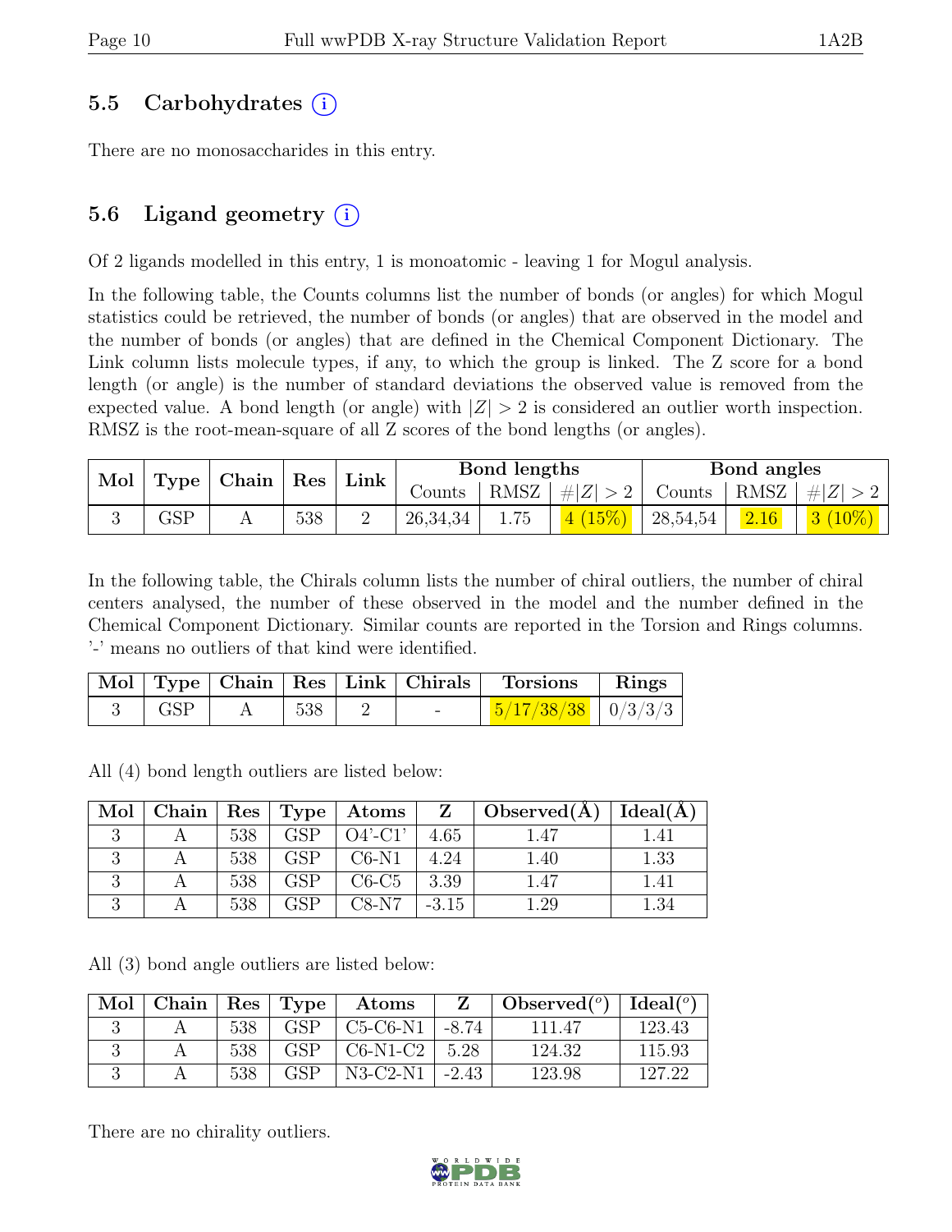## 5.5 Carbohydrates (i)

There are no monosaccharides in this entry.

## 5.6 Ligand geometry (i)

Of 2 ligands modelled in this entry, 1 is monoatomic - leaving 1 for Mogul analysis.

In the following table, the Counts columns list the number of bonds (or angles) for which Mogul statistics could be retrieved, the number of bonds (or angles) that are observed in the model and the number of bonds (or angles) that are defined in the Chemical Component Dictionary. The Link column lists molecule types, if any, to which the group is linked. The Z score for a bond length (or angle) is the number of standard deviations the observed value is removed from the expected value. A bond length (or angle) with $|Z| > 2$ is considered an outlier worth inspection. RMSZ is the root-mean-square of all Z scores of the bond lengths (or angles).

| Mol | Type | Chain | Res | Link | Bond lengths | | | Bond angles | | |
|---|---|---|---|---|---|---|---|---|---|---|
| | | | | | Counts | RMSZ | $\#\|Z\| > 2$ | Counts | RMSZ | $\#\|Z\| > 2$ |
| 3 | GSP | A | 538 | 2 | 26,34,34 | 1.75 | 4 (15%) | 28,54,54 | 2.16 | 3 (10%) |

In the following table, the Chirals column lists the number of chiral outliers, the number of chiral centers analysed, the number of these observed in the model and the number defined in the Chemical Component Dictionary. Similar counts are reported in the Torsion and Rings columns. '-' means no outliers of that kind were identified.

| Mol | Type | Chain | Res | Link | Chirals | Torsions | Rings |
|---|---|---|---|---|---|---|---|
| 3 | GSP | A | 538 | 2 | - | 5/17/38/38 | 0/3/3/3 |

All (4) bond length outliers are listed below:

| Mol | Chain | Res | Type | Atoms | Z | Observed(Å) | Ideal(Å) |
|---|---|---|---|---|---|---|---|
| 3 | A | 538 | GSP | O4'-C1' | 4.65 | 1.47 | 1.41 |
| 3 | A | 538 | GSP | C6-N1 | 4.24 | 1.40 | 1.33 |
| 3 | A | 538 | GSP | C6-C5 | 3.39 | 1.47 | 1.41 |
| 3 | A | 538 | GSP | C8-N7 | -3.15 | 1.29 | 1.34 |

All (3) bond angle outliers are listed below:

| Mol | Chain | Res | Type | Atoms | Z | Observed($^o$) | Ideal($^o$) |
|---|---|---|---|---|---|---|---|
| 3 | A | 538 | GSP | C5-C6-N1 | -8.74 | 111.47 | 123.43 |
| 3 | A | 538 | GSP | C6-N1-C2 | 5.28 | 124.32 | 115.93 |
| 3 | A | 538 | GSP | N3-C2-N1 | -2.43 | 123.98 | 127.22 |

There are no chirality outliers.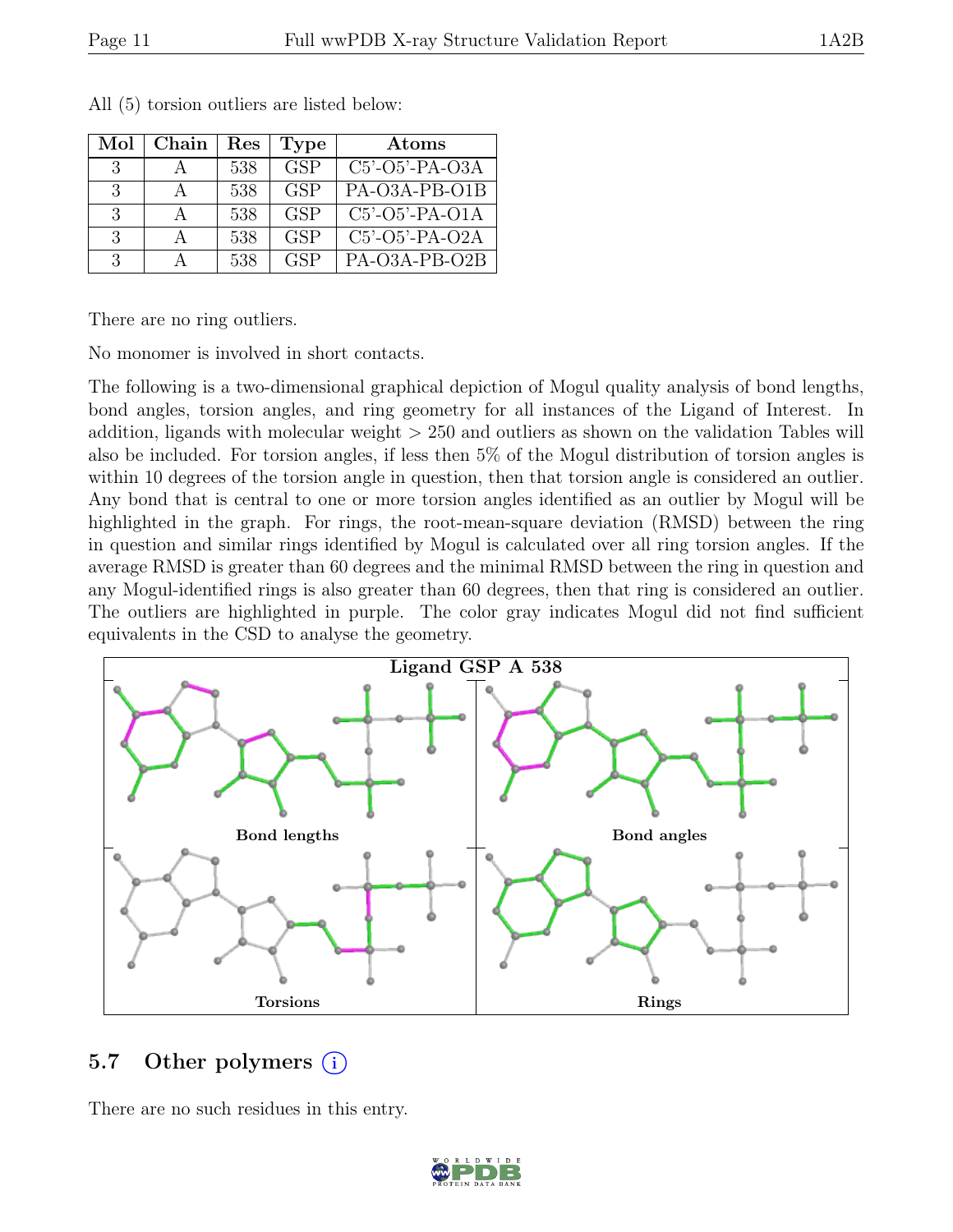All (5) torsion outliers are listed below:

| Mol | Chain | Res | Type | Atoms |
|---|---|---|---|---|
| 3 | A | 538 | GSP | C5'-O5'-PA-O3A |
| 3 | A | 538 | GSP | PA-O3A-PB-O1B |
| 3 | A | 538 | GSP | C5'-O5'-PA-O1A |
| 3 | A | 538 | GSP | C5'-O5'-PA-O2A |
| 3 | A | 538 | GSP | PA-O3A-PB-O2B |

There are no ring outliers.

No monomer is involved in short contacts.

The following is a two-dimensional graphical depiction of Mogul quality analysis of bond lengths, bond angles, torsion angles, and ring geometry for all instances of the Ligand of Interest. In addition, ligands with molecular weight > 250 and outliers as shown on the validation Tables will also be included. For torsion angles, if less then 5% of the Mogul distribution of torsion angles is within 10 degrees of the torsion angle in question, then that torsion angle is considered an outlier. Any bond that is central to one or more torsion angles identified as an outlier by Mogul will be highlighted in the graph. For rings, the root-mean-square deviation (RMSD) between the ring in question and similar rings identified by Mogul is calculated over all ring torsion angles. If the average RMSD is greater than 60 degrees and the minimal RMSD between the ring in question and any Mogul-identified rings is also greater than 60 degrees, then that ring is considered an outlier. The outliers are highlighted in purple. The color gray indicates Mogul did not find sufficient equivalents in the CSD to analyse the geometry.

**Ligand GSP A 538**

Bond lengths

Bond angles

Torsions

Rings

## 5.7 Other polymers (i)

There are no such residues in this entry.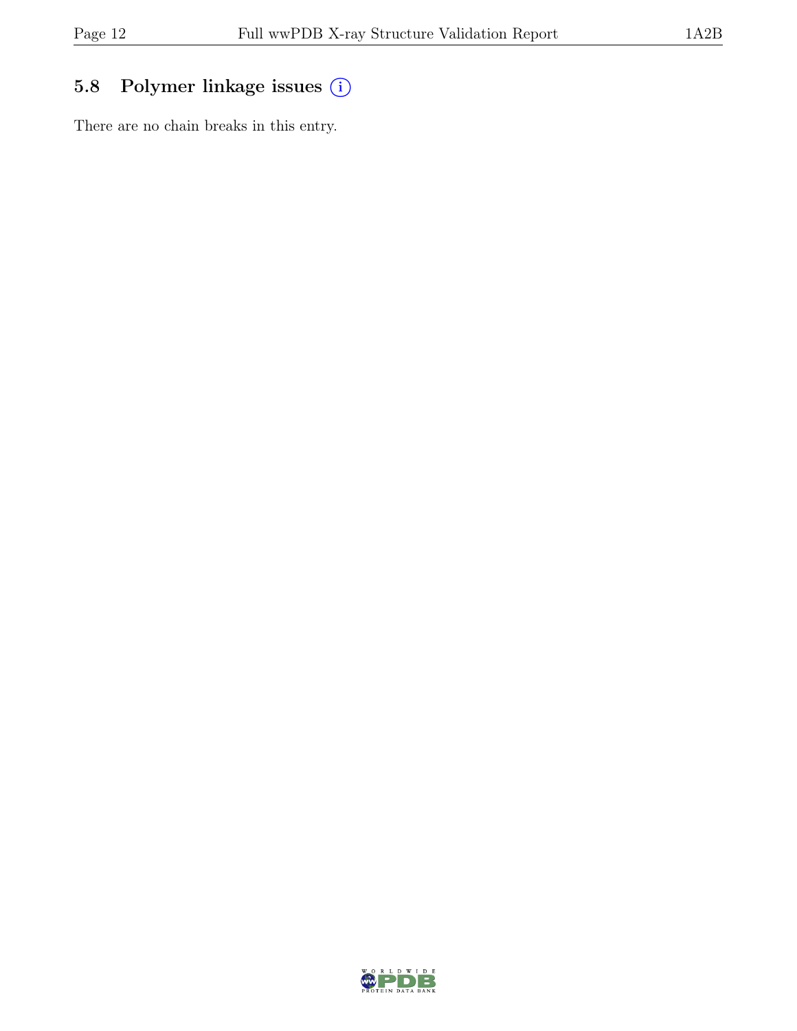### 5.8 Polymer linkage issues ⓘ

There are no chain breaks in this entry.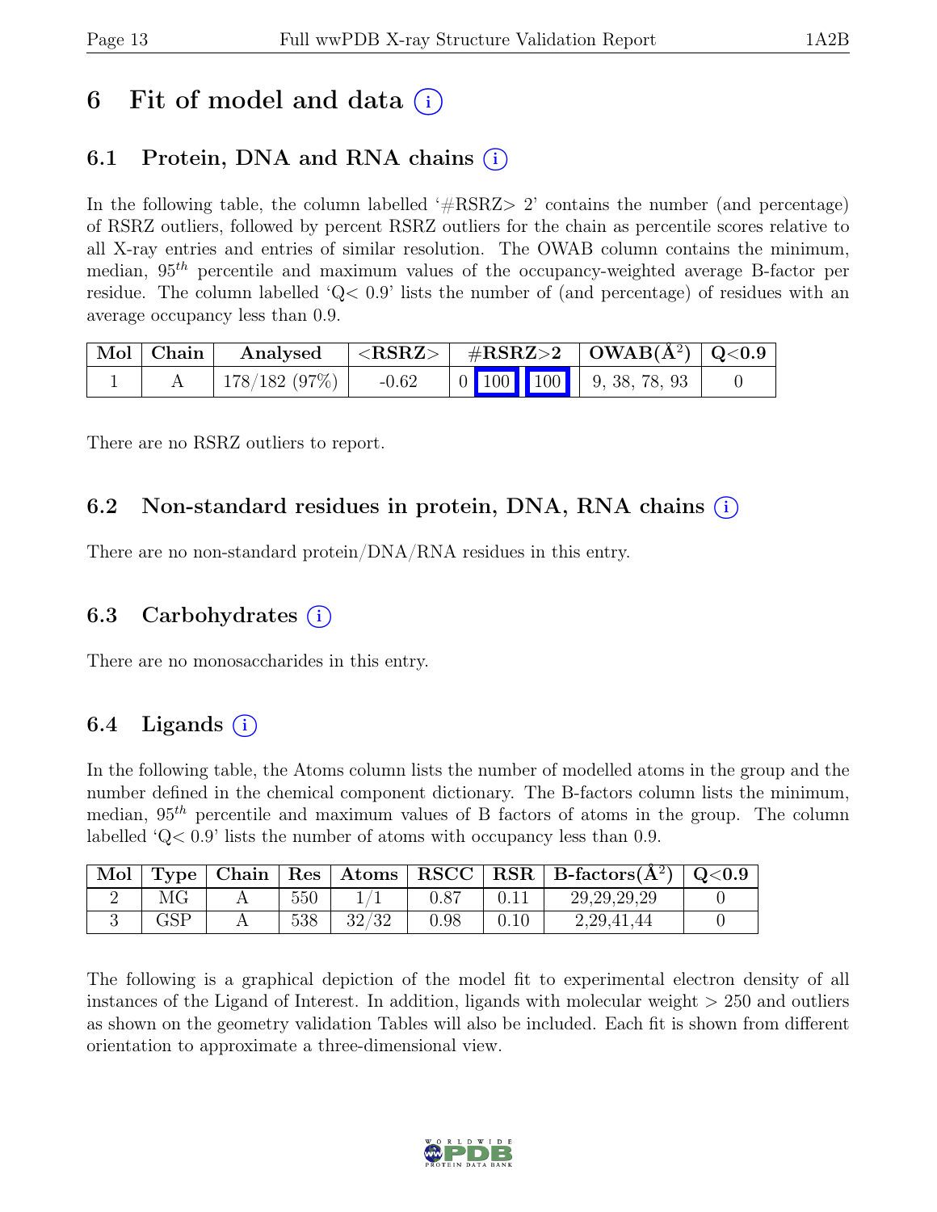# 6 Fit of model and data (i)

## 6.1 Protein, DNA and RNA chains (i)

In the following table, the column labelled '#RSRZ> 2' contains the number (and percentage) of RSRZ outliers, followed by percent RSRZ outliers for the chain as percentile scores relative to all X-ray entries and entries of similar resolution. The OWAB column contains the minimum, median, $95^{th}$ percentile and maximum values of the occupancy-weighted average B-factor per residue. The column labelled 'Q< 0.9' lists the number of (and percentage) of residues with an average occupancy less than 0.9.

| Mol | Chain | Analysed | <RSRZ> | #RSRZ>2 | OWAB($Å^2$) | Q<0.9 |
|---|---|---|---|---|---|---|
| 1 | A | 178/182 (97%) | -0.62 | 0 100 100 | 9, 38, 78, 93 | 0 |

There are no RSRZ outliers to report.

## 6.2 Non-standard residues in protein, DNA, RNA chains (i)

There are no non-standard protein/DNA/RNA residues in this entry.

## 6.3 Carbohydrates (i)

There are no monosaccharides in this entry.

## 6.4 Ligands (i)

In the following table, the Atoms column lists the number of modelled atoms in the group and the number defined in the chemical component dictionary. The B-factors column lists the minimum, median, $95^{th}$ percentile and maximum values of B factors of atoms in the group. The column labelled 'Q< 0.9' lists the number of atoms with occupancy less than 0.9.

| Mol | Type | Chain | Res | Atoms | RSCC | RSR | B-factors($Å^2$) | Q<0.9 |
|---|---|---|---|---|---|---|---|---|
| 2 | MG | A | 550 | 1/1 | 0.87 | 0.11 | 29,29,29,29 | 0 |
| 3 | GSP | A | 538 | 32/32 | 0.98 | 0.10 | 2,29,41,44 | 0 |

The following is a graphical depiction of the model fit to experimental electron density of all instances of the Ligand of Interest. In addition, ligands with molecular weight > 250 and outliers as shown on the geometry validation Tables will also be included. Each fit is shown from different orientation to approximate a three-dimensional view.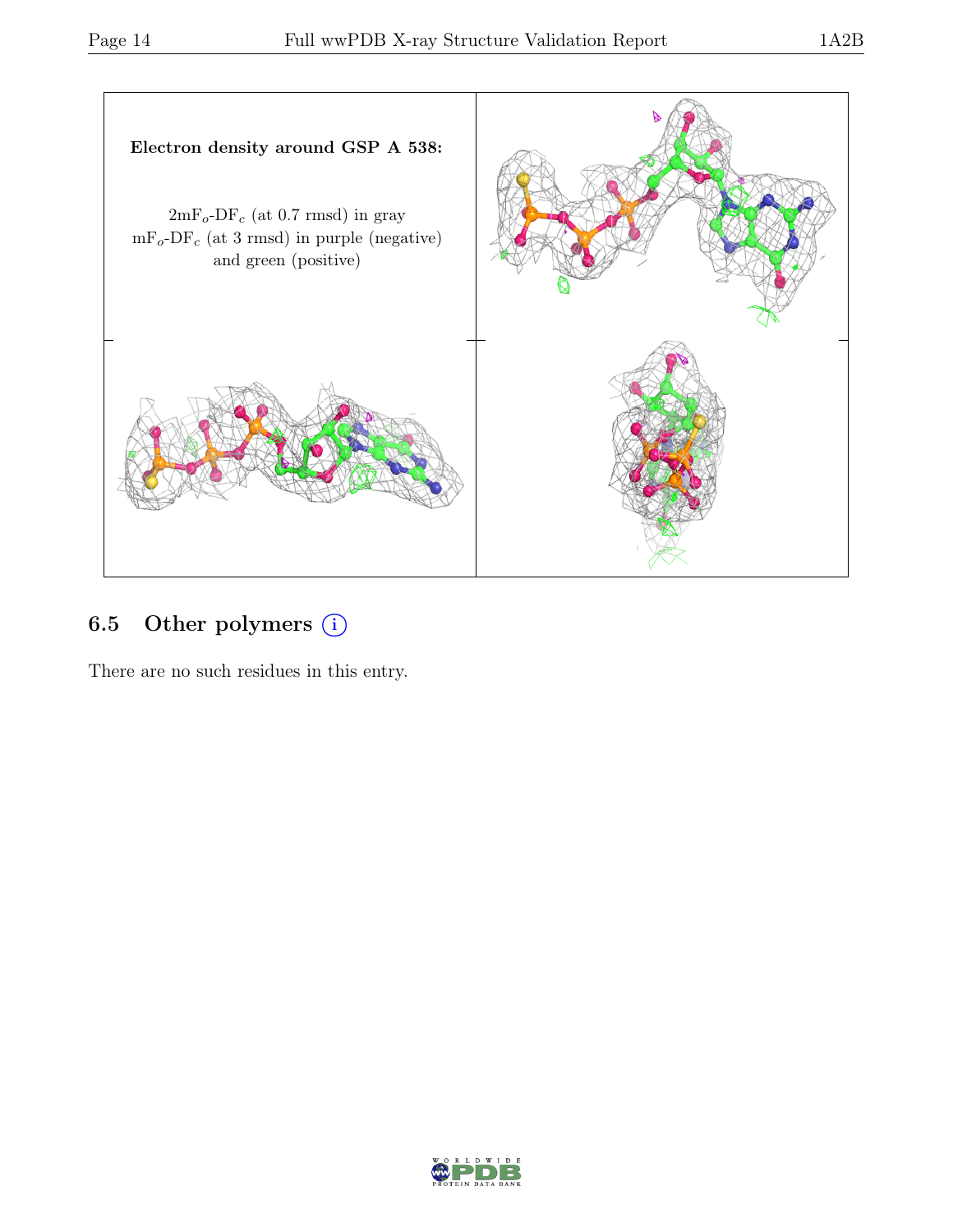**Electron density around GSP A 538:**

$2mF_o$-$DF_c$ (at 0.7 rmsd) in gray
$mF_o$-$DF_c$ (at 3 rmsd) in purple (negative)
and green (positive)

## 6.5 Other polymers (i)

There are no such residues in this entry.